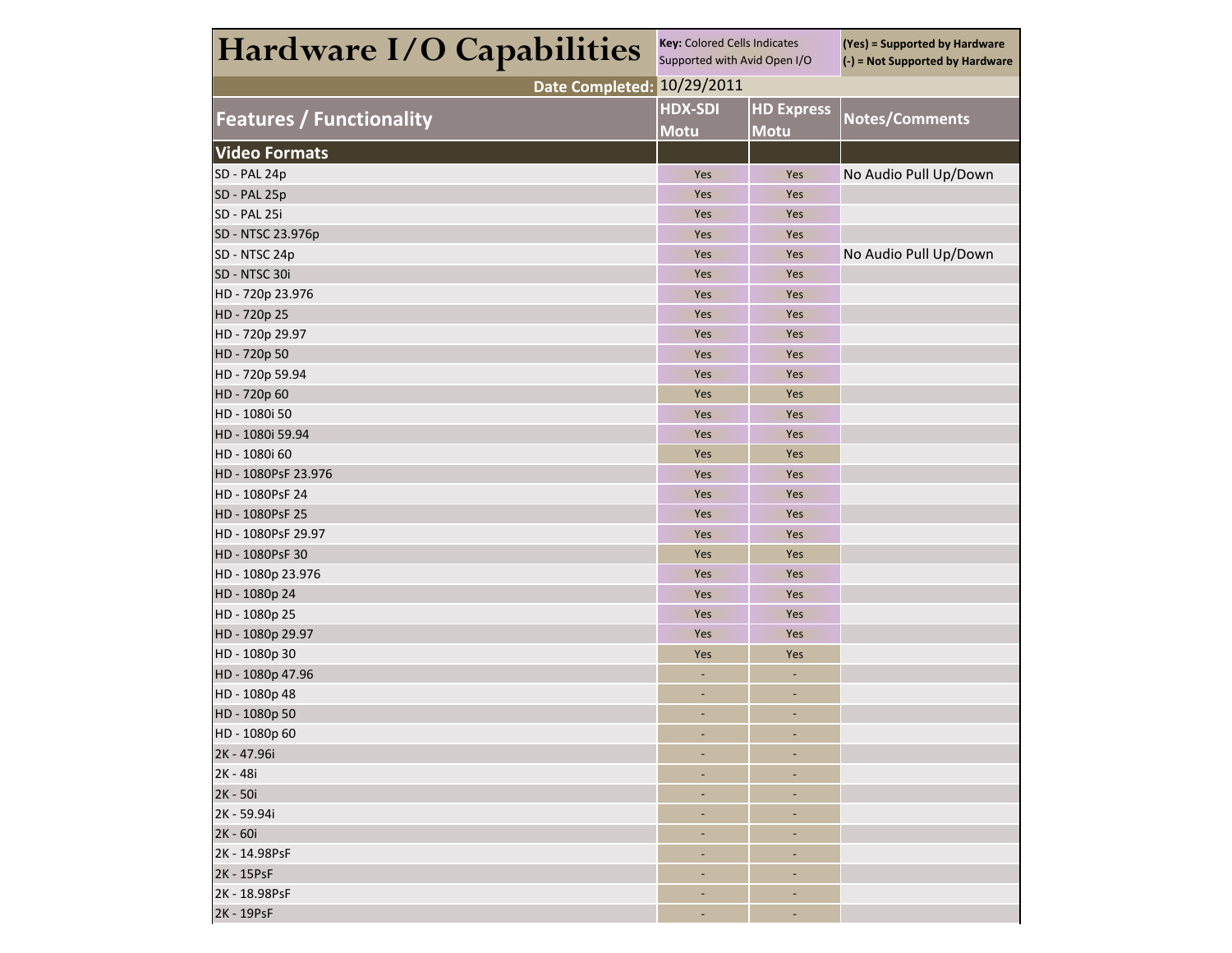# Hardware I/O Capabilities

**Key:** Colored Cells Indicates Supported with Avid Open I/O

**(Yes) = Supported by Hardware**
**(-) = Not Supported by Hardware**

**Date Completed:** 10/29/2011

| Features / Functionality | HDX-SDI Motu | HD Express Motu | Notes/Comments |
|---|---|---|---|
| **Video Formats** | | | |
| SD - PAL 24p | Yes | Yes | No Audio Pull Up/Down |
| SD - PAL 25p | Yes | Yes | |
| SD - PAL 25i | Yes | Yes | |
| SD - NTSC 23.976p | Yes | Yes | |
| SD - NTSC 24p | Yes | Yes | No Audio Pull Up/Down |
| SD - NTSC 30i | Yes | Yes | |
| HD - 720p 23.976 | Yes | Yes | |
| HD - 720p 25 | Yes | Yes | |
| HD - 720p 29.97 | Yes | Yes | |
| HD - 720p 50 | Yes | Yes | |
| HD - 720p 59.94 | Yes | Yes | |
| HD - 720p 60 | Yes | Yes | |
| HD - 1080i 50 | Yes | Yes | |
| HD - 1080i 59.94 | Yes | Yes | |
| HD - 1080i 60 | Yes | Yes | |
| HD - 1080PsF 23.976 | Yes | Yes | |
| HD - 1080PsF 24 | Yes | Yes | |
| HD - 1080PsF 25 | Yes | Yes | |
| HD - 1080PsF 29.97 | Yes | Yes | |
| HD - 1080PsF 30 | Yes | Yes | |
| HD - 1080p 23.976 | Yes | Yes | |
| HD - 1080p 24 | Yes | Yes | |
| HD - 1080p 25 | Yes | Yes | |
| HD - 1080p 29.97 | Yes | Yes | |
| HD - 1080p 30 | Yes | Yes | |
| HD - 1080p 47.96 | - | - | |
| HD - 1080p 48 | - | - | |
| HD - 1080p 50 | - | - | |
| HD - 1080p 60 | - | - | |
| 2K - 47.96i | - | - | |
| 2K - 48i | - | - | |
| 2K - 50i | - | - | |
| 2K - 59.94i | - | - | |
| 2K - 60i | - | - | |
| 2K - 14.98PsF | - | - | |
| 2K - 15PsF | - | - | |
| 2K - 18.98PsF | - | - | |
| 2K - 19PsF | - | - | |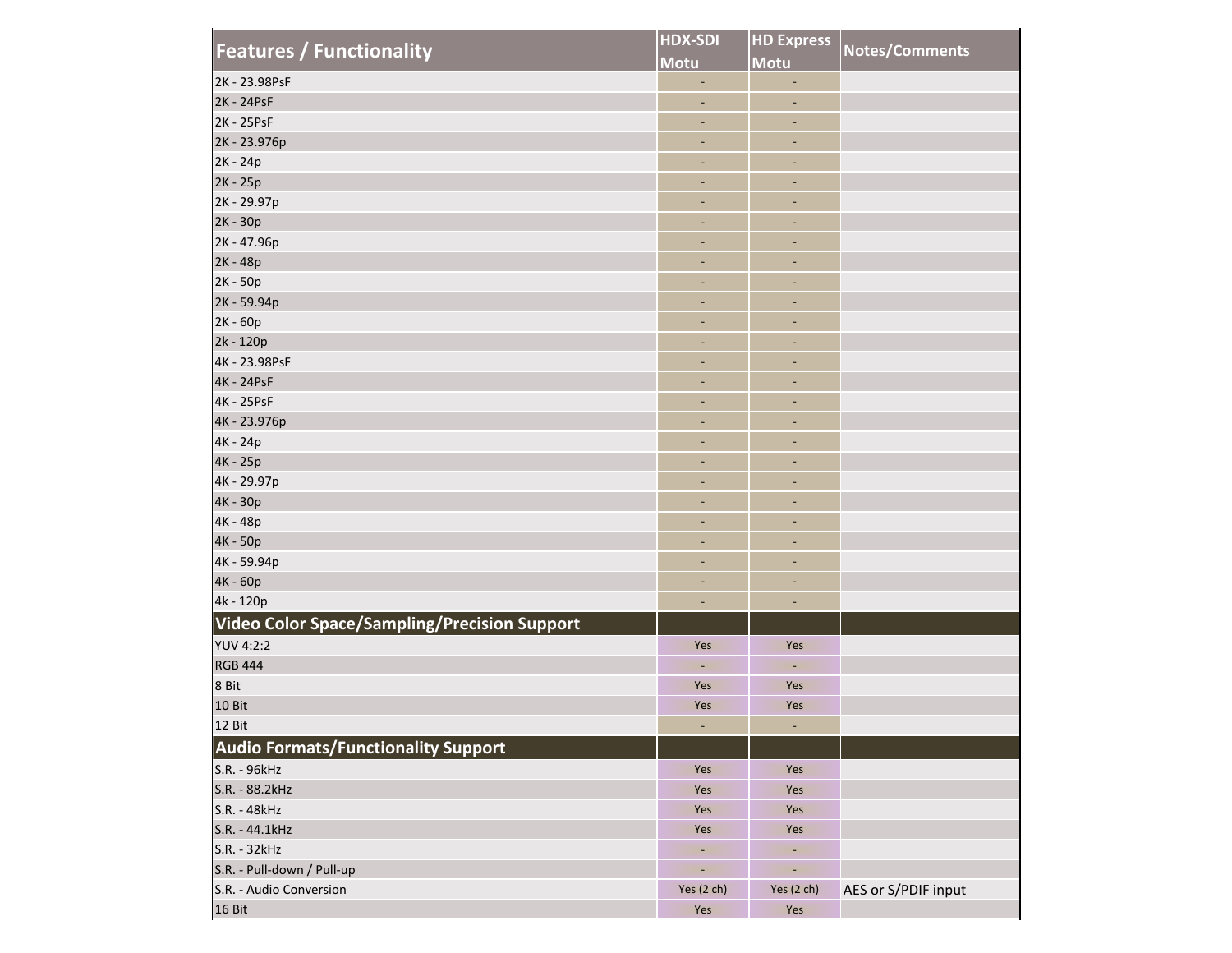| Features / Functionality | HDX-SDI Motu | HD Express Motu | Notes/Comments |
|---|---|---|---|
| 2K - 23.98PsF | - | - | |
| 2K - 24PsF | - | - | |
| 2K - 25PsF | - | - | |
| 2K - 23.976p | - | - | |
| 2K - 24p | - | - | |
| 2K - 25p | - | - | |
| 2K - 29.97p | - | - | |
| 2K - 30p | - | - | |
| 2K - 47.96p | - | - | |
| 2K - 48p | - | - | |
| 2K - 50p | - | - | |
| 2K - 59.94p | - | - | |
| 2K - 60p | - | - | |
| 2k - 120p | - | - | |
| 4K - 23.98PsF | - | - | |
| 4K - 24PsF | - | - | |
| 4K - 25PsF | - | - | |
| 4K - 23.976p | - | - | |
| 4K - 24p | - | - | |
| 4K - 25p | - | - | |
| 4K - 29.97p | - | - | |
| 4K - 30p | - | - | |
| 4K - 48p | - | - | |
| 4K - 50p | - | - | |
| 4K - 59.94p | - | - | |
| 4K - 60p | - | - | |
| 4k - 120p | - | - | |
| **Video Color Space/Sampling/Precision Support** | | | |
| YUV 4:2:2 | Yes | Yes | |
| RGB 444 | - | - | |
| 8 Bit | Yes | Yes | |
| 10 Bit | Yes | Yes | |
| 12 Bit | - | - | |
| **Audio Formats/Functionality Support** | | | |
| S.R. - 96kHz | Yes | Yes | |
| S.R. - 88.2kHz | Yes | Yes | |
| S.R. - 48kHz | Yes | Yes | |
| S.R. - 44.1kHz | Yes | Yes | |
| S.R. - 32kHz | - | - | |
| S.R. - Pull-down / Pull-up | - | - | |
| S.R. - Audio Conversion | Yes (2 ch) | Yes (2 ch) | AES or S/PDIF input |
| 16 Bit | Yes | Yes | |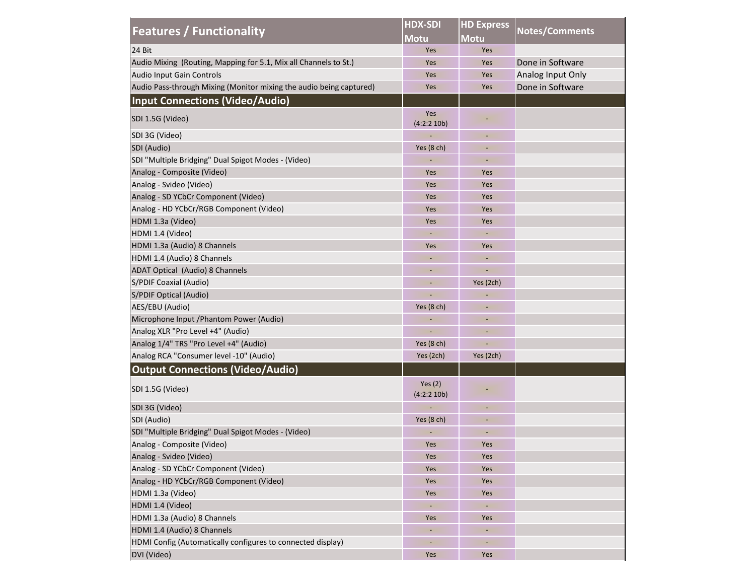| Features / Functionality | HDX-SDI Motu | HD Express Motu | Notes/Comments |
|---|---|---|---|
| 24 Bit | Yes | Yes | |
| Audio Mixing (Routing, Mapping for 5.1, Mix all Channels to St.) | Yes | Yes | Done in Software |
| Audio Input Gain Controls | Yes | Yes | Analog Input Only |
| Audio Pass-through Mixing (Monitor mixing the audio being captured) | Yes | Yes | Done in Software |
| **Input Connections (Video/Audio)** | | | |
| SDI 1.5G (Video) | Yes (4:2:2 10b) | - | |
| SDI 3G (Video) | - | - | |
| SDI (Audio) | Yes (8 ch) | - | |
| SDI "Multiple Bridging" Dual Spigot Modes - (Video) | - | - | |
| Analog - Composite (Video) | Yes | Yes | |
| Analog - Svideo (Video) | Yes | Yes | |
| Analog - SD YCbCr Component (Video) | Yes | Yes | |
| Analog - HD YCbCr/RGB Component (Video) | Yes | Yes | |
| HDMI 1.3a (Video) | Yes | Yes | |
| HDMI 1.4 (Video) | - | - | |
| HDMI 1.3a (Audio) 8 Channels | Yes | Yes | |
| HDMI 1.4 (Audio) 8 Channels | - | - | |
| ADAT Optical (Audio) 8 Channels | - | - | |
| S/PDIF Coaxial (Audio) | - | Yes (2ch) | |
| S/PDIF Optical (Audio) | - | - | |
| AES/EBU (Audio) | Yes (8 ch) | - | |
| Microphone Input /Phantom Power (Audio) | - | - | |
| Analog XLR "Pro Level +4" (Audio) | - | - | |
| Analog 1/4" TRS "Pro Level +4" (Audio) | Yes (8 ch) | - | |
| Analog RCA "Consumer level -10" (Audio) | Yes (2ch) | Yes (2ch) | |
| **Output Connections (Video/Audio)** | | | |
| SDI 1.5G (Video) | Yes (2) (4:2:2 10b) | - | |
| SDI 3G (Video) | - | - | |
| SDI (Audio) | Yes (8 ch) | - | |
| SDI "Multiple Bridging" Dual Spigot Modes - (Video) | - | - | |
| Analog - Composite (Video) | Yes | Yes | |
| Analog - Svideo (Video) | Yes | Yes | |
| Analog - SD YCbCr Component (Video) | Yes | Yes | |
| Analog - HD YCbCr/RGB Component (Video) | Yes | Yes | |
| HDMI 1.3a (Video) | Yes | Yes | |
| HDMI 1.4 (Video) | - | - | |
| HDMI 1.3a (Audio) 8 Channels | Yes | Yes | |
| HDMI 1.4 (Audio) 8 Channels | - | - | |
| HDMI Config (Automatically configures to connected display) | - | - | |
| DVI (Video) | Yes | Yes | |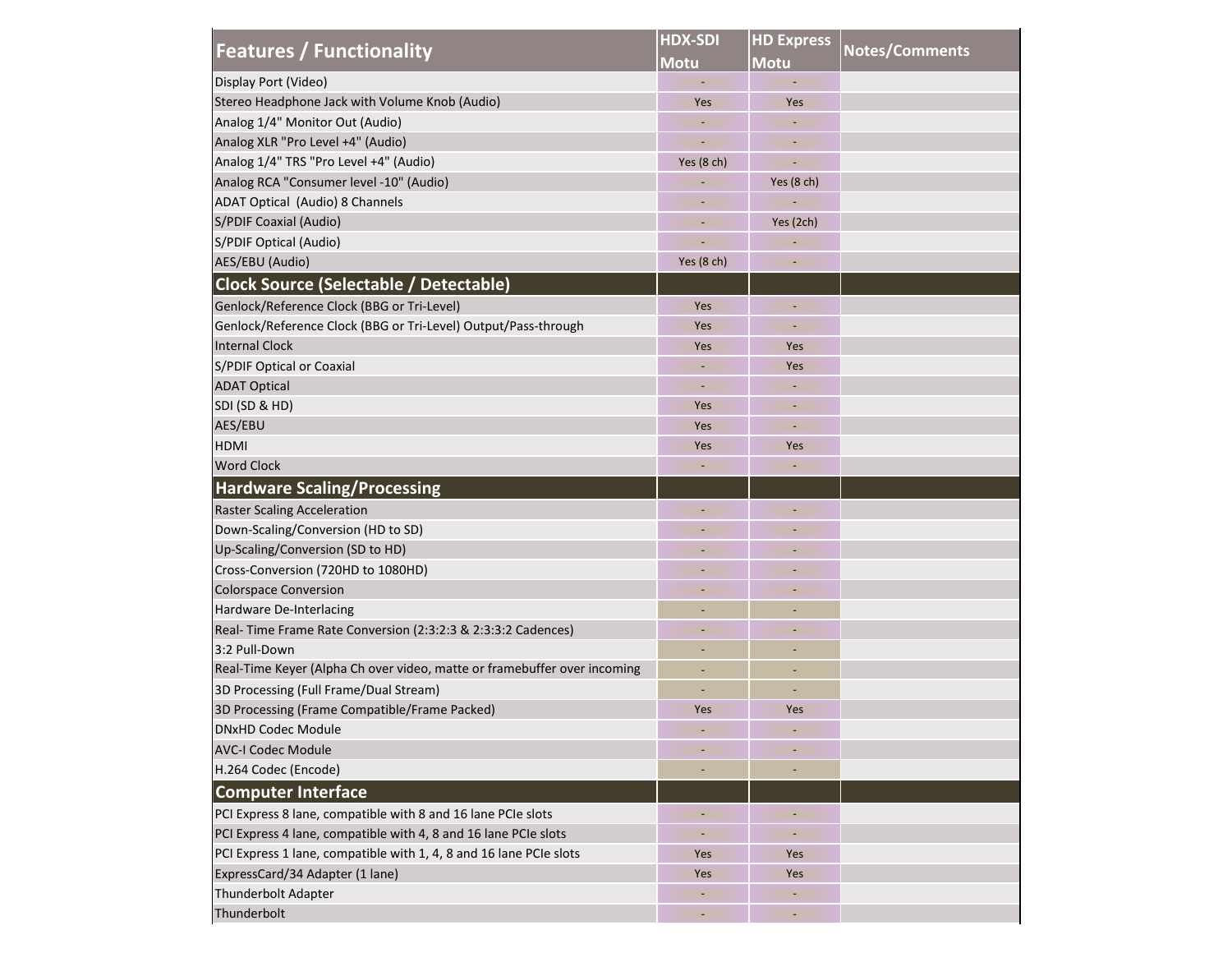| Features / Functionality | HDX-SDI Motu | HD Express Motu | Notes/Comments |
|---|---|---|---|
| Display Port (Video) | - | - | |
| Stereo Headphone Jack with Volume Knob (Audio) | Yes | Yes | |
| Analog 1/4" Monitor Out (Audio) | - | - | |
| Analog XLR "Pro Level +4" (Audio) | - | - | |
| Analog 1/4" TRS "Pro Level +4" (Audio) | Yes (8 ch) | - | |
| Analog RCA "Consumer level -10" (Audio) | - | Yes (8 ch) | |
| ADAT Optical (Audio) 8 Channels | - | - | |
| S/PDIF Coaxial (Audio) | - | Yes (2ch) | |
| S/PDIF Optical (Audio) | - | - | |
| AES/EBU (Audio) | Yes (8 ch) | - | |
| **Clock Source (Selectable / Detectable)** | | | |
| Genlock/Reference Clock (BBG or Tri-Level) | Yes | - | |
| Genlock/Reference Clock (BBG or Tri-Level) Output/Pass-through | Yes | - | |
| Internal Clock | Yes | Yes | |
| S/PDIF Optical or Coaxial | - | Yes | |
| ADAT Optical | - | - | |
| SDI (SD & HD) | Yes | - | |
| AES/EBU | Yes | - | |
| HDMI | Yes | Yes | |
| Word Clock | - | - | |
| **Hardware Scaling/Processing** | | | |
| Raster Scaling Acceleration | - | - | |
| Down-Scaling/Conversion (HD to SD) | - | - | |
| Up-Scaling/Conversion (SD to HD) | - | - | |
| Cross-Conversion (720HD to 1080HD) | - | - | |
| Colorspace Conversion | - | - | |
| Hardware De-Interlacing | - | - | |
| Real- Time Frame Rate Conversion (2:3:2:3 & 2:3:3:2 Cadences) | - | - | |
| 3:2 Pull-Down | - | - | |
| Real-Time Keyer (Alpha Ch over video, matte or framebuffer over incoming | - | - | |
| 3D Processing (Full Frame/Dual Stream) | - | - | |
| 3D Processing (Frame Compatible/Frame Packed) | Yes | Yes | |
| DNxHD Codec Module | - | - | |
| AVC-I Codec Module | - | - | |
| H.264 Codec (Encode) | - | - | |
| **Computer Interface** | | | |
| PCI Express 8 lane, compatible with 8 and 16 lane PCIe slots | - | - | |
| PCI Express 4 lane, compatible with 4, 8 and 16 lane PCIe slots | - | - | |
| PCI Express 1 lane, compatible with 1, 4, 8 and 16 lane PCIe slots | Yes | Yes | |
| ExpressCard/34 Adapter (1 lane) | Yes | Yes | |
| Thunderbolt Adapter | - | - | |
| Thunderbolt | - | - | |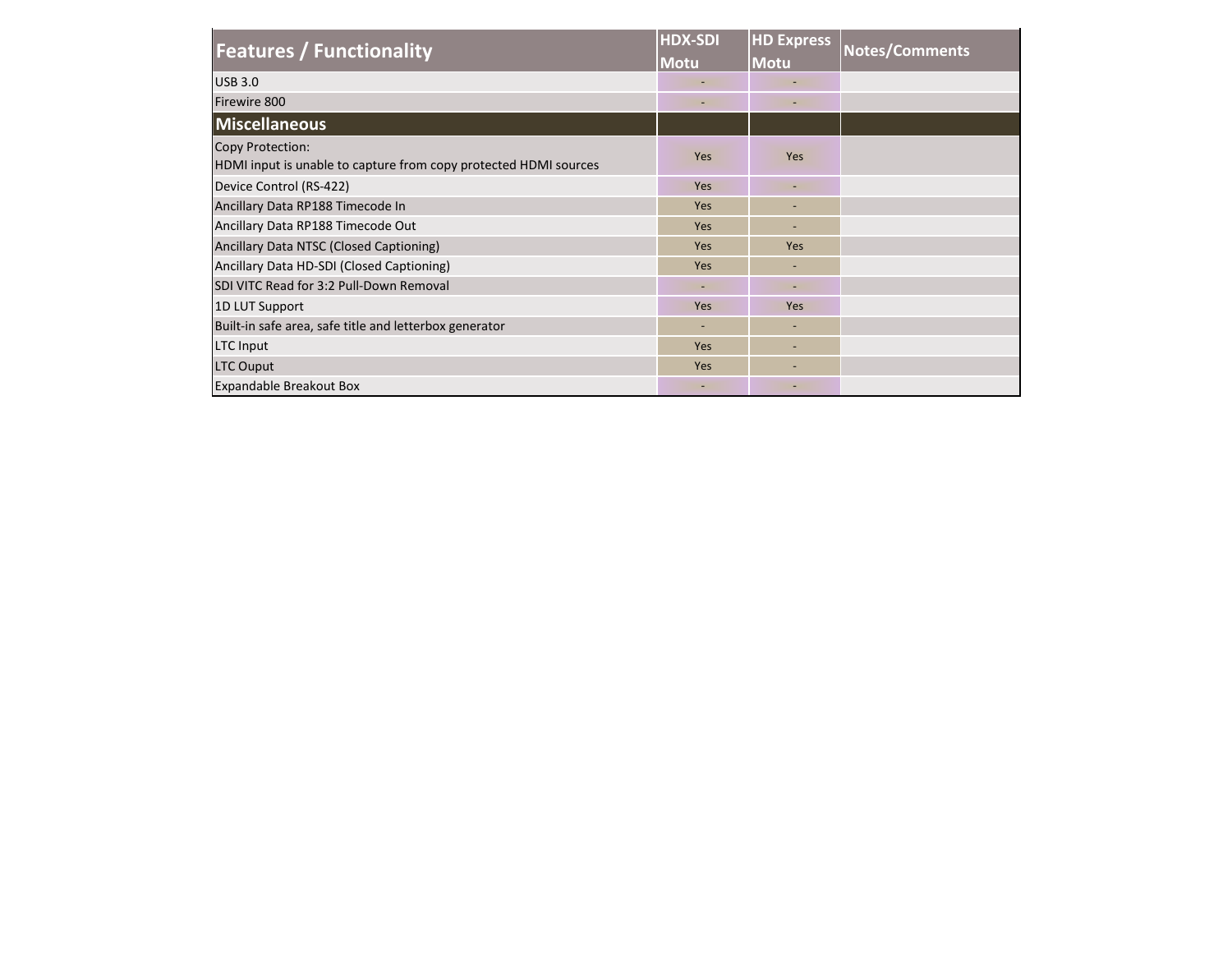| Features / Functionality | HDX-SDI Motu | HD Express Motu | Notes/Comments |
|---|---|---|---|
| USB 3.0 | - | - | |
| Firewire 800 | - | - | |
| **Miscellaneous** | | | |
| Copy Protection: HDMI input is unable to capture from copy protected HDMI sources | Yes | Yes | |
| Device Control (RS-422) | Yes | - | |
| Ancillary Data RP188 Timecode In | Yes | - | |
| Ancillary Data RP188 Timecode Out | Yes | - | |
| Ancillary Data NTSC (Closed Captioning) | Yes | Yes | |
| Ancillary Data HD-SDI (Closed Captioning) | Yes | - | |
| SDI VITC Read for 3:2 Pull-Down Removal | - | - | |
| 1D LUT Support | Yes | Yes | |
| Built-in safe area, safe title and letterbox generator | - | - | |
| LTC Input | Yes | - | |
| LTC Ouput | Yes | - | |
| Expandable Breakout Box | - | - | |